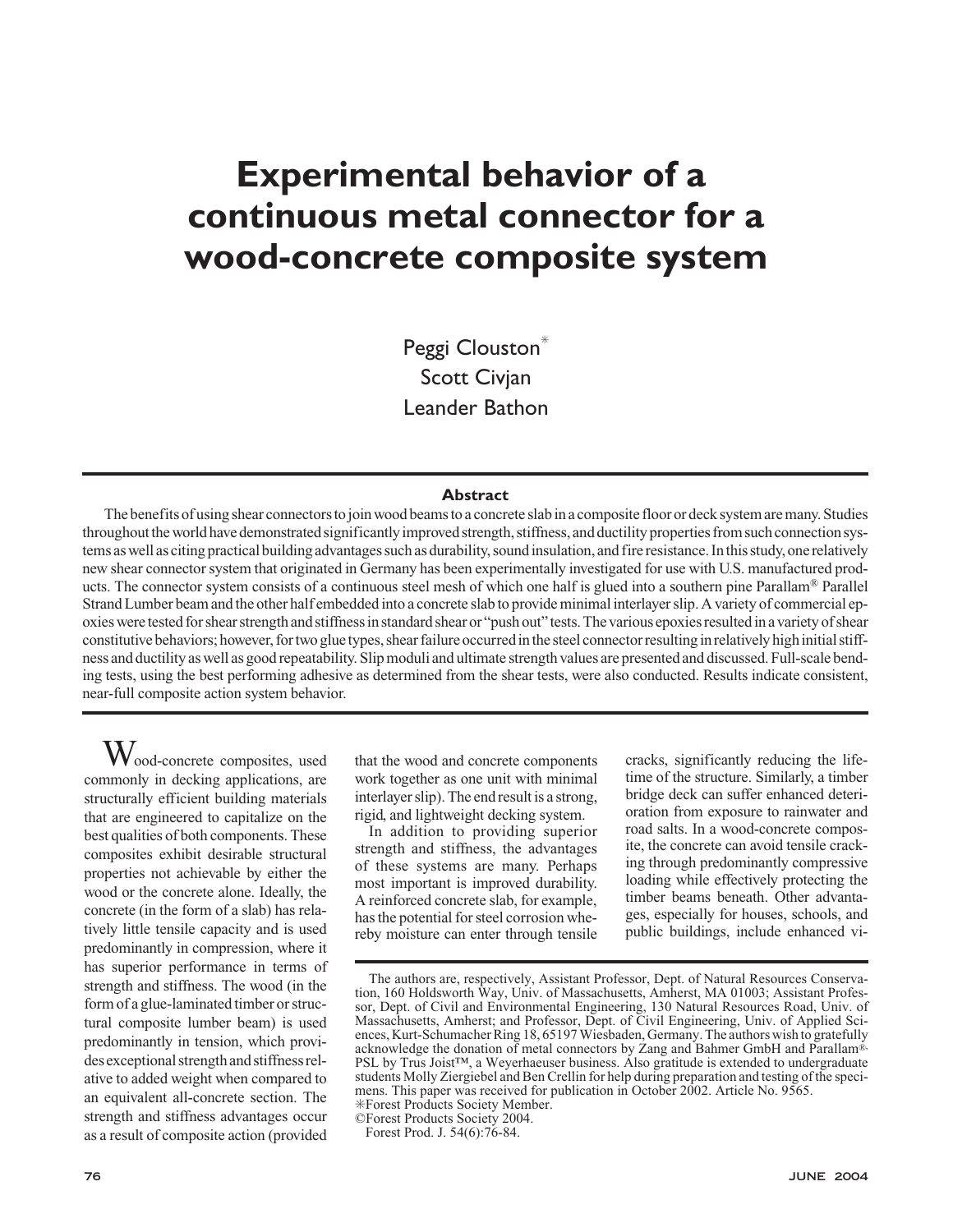# Experimental behavior of a continuous metal connector for a wood-concrete composite system

Peggi Clouston*
Scott Civjan
Leander Bathon

## Abstract

The benefits of using shear connectors to join wood beams to a concrete slab in a composite floor or deck system are many. Studies throughout the world have demonstrated significantly improved strength, stiffness, and ductility properties from such connection systems as well as citing practical building advantages such as durability, sound insulation, and fire resistance. In this study, one relatively new shear connector system that originated in Germany has been experimentally investigated for use with U.S. manufactured products. The connector system consists of a continuous steel mesh of which one half is glued into a southern pine Parallam® Parallel Strand Lumber beam and the other half embedded into a concrete slab to provide minimal interlayer slip. A variety of commercial epoxies were tested for shear strength and stiffness in standard shear or "push out" tests. The various epoxies resulted in a variety of shear constitutive behaviors; however, for two glue types, shear failure occurred in the steel connector resulting in relatively high initial stiffness and ductility as well as good repeatability. Slip moduli and ultimate strength values are presented and discussed. Full-scale bending tests, using the best performing adhesive as determined from the shear tests, were also conducted. Results indicate consistent, near-full composite action system behavior.

Wood-concrete composites, used commonly in decking applications, are structurally efficient building materials that are engineered to capitalize on the best qualities of both components. These composites exhibit desirable structural properties not achievable by either the wood or the concrete alone. Ideally, the concrete (in the form of a slab) has relatively little tensile capacity and is used predominantly in compression, where it has superior performance in terms of strength and stiffness. The wood (in the form of a glue-laminated timber or structural composite lumber beam) is used predominantly in tension, which provides exceptional strength and stiffness relative to added weight when compared to an equivalent all-concrete section. The strength and stiffness advantages occur as a result of composite action (provided that the wood and concrete components work together as one unit with minimal interlayer slip). The end result is a strong, rigid, and lightweight decking system.

In addition to providing superior strength and stiffness, the advantages of these systems are many. Perhaps most important is improved durability. A reinforced concrete slab, for example, has the potential for steel corrosion whereby moisture can enter through tensile cracks, significantly reducing the lifetime of the structure. Similarly, a timber bridge deck can suffer enhanced deterioration from exposure to rainwater and road salts. In a wood-concrete composite, the concrete can avoid tensile cracking through predominantly compressive loading while effectively protecting the timber beams beneath. Other advantages, especially for houses, schools, and public buildings, include enhanced vi-

The authors are, respectively, Assistant Professor, Dept. of Natural Resources Conservation, 160 Holdsworth Way, Univ. of Massachusetts, Amherst, MA 01003; Assistant Professor, Dept. of Civil and Environmental Engineering, 130 Natural Resources Road, Univ. of Massachusetts, Amherst; and Professor, Dept. of Civil Engineering, Univ. of Applied Sciences, Kurt-Schumacher Ring 18, 65197 Wiesbaden, Germany. The authors wish to gratefully acknowledge the donation of metal connectors by Zang and Bahmer GmbH and Parallam®-PSL by Trus Joist™, a Weyerhaeuser business. Also gratitude is extended to undergraduate students Molly Ziergiebel and Ben Crellin for help during preparation and testing of the specimens. This paper was received for publication in October 2002. Article No. 9565.
*Forest Products Society Member.
©Forest Products Society 2004.
Forest Prod. J. 54(6):76-84.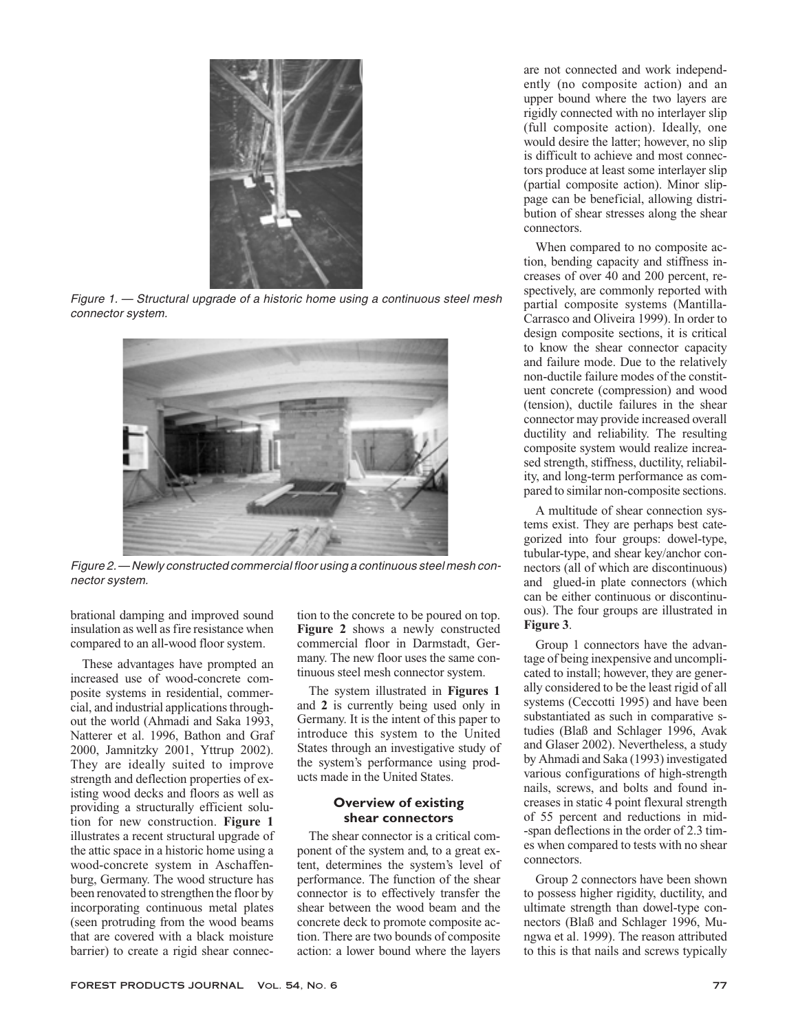Figure 1. — Structural upgrade of a historic home using a continuous steel mesh connector system.

Figure 2. — Newly constructed commercial floor using a continuous steel mesh connector system.

brational damping and improved sound insulation as well as fire resistance when compared to an all-wood floor system.

These advantages have prompted an increased use of wood-concrete composite systems in residential, commercial, and industrial applications throughout the world (Ahmadi and Saka 1993, Natterer et al. 1996, Bathon and Graf 2000, Jamnitzky 2001, Yttrup 2002). They are ideally suited to improve strength and deflection properties of existing wood decks and floors as well as providing a structurally efficient solution for new construction. **Figure 1** illustrates a recent structural upgrade of the attic space in a historic home using a wood-concrete system in Aschaffenburg, Germany. The wood structure has been renovated to strengthen the floor by incorporating continuous metal plates (seen protruding from the wood beams that are covered with a black moisture barrier) to create a rigid shear connection to the concrete to be poured on top. **Figure 2** shows a newly constructed commercial floor in Darmstadt, Germany. The new floor uses the same continuous steel mesh connector system.

The system illustrated in **Figures 1** and **2** is currently being used only in Germany. It is the intent of this paper to introduce this system to the United States through an investigative study of the system's performance using products made in the United States.

## Overview of existing shear connectors

The shear connector is a critical component of the system and, to a great extent, determines the system's level of performance. The function of the shear connector is to effectively transfer the shear between the wood beam and the concrete deck to promote composite action. There are two bounds of composite action: a lower bound where the layers are not connected and work independently (no composite action) and an upper bound where the two layers are rigidly connected with no interlayer slip (full composite action). Ideally, one would desire the latter; however, no slip is difficult to achieve and most connectors produce at least some interlayer slip (partial composite action). Minor slippage can be beneficial, allowing distribution of shear stresses along the shear connectors.

When compared to no composite action, bending capacity and stiffness increases of over 40 and 200 percent, respectively, are commonly reported with partial composite systems (Mantilla-Carrasco and Oliveira 1999). In order to design composite sections, it is critical to know the shear connector capacity and failure mode. Due to the relatively non-ductile failure modes of the constituent concrete (compression) and wood (tension), ductile failures in the shear connector may provide increased overall ductility and reliability. The resulting composite system would realize increased strength, stiffness, ductility, reliability, and long-term performance as compared to similar non-composite sections.

A multitude of shear connection systems exist. They are perhaps best categorized into four groups: dowel-type, tubular-type, and shear key/anchor connectors (all of which are discontinuous) and glued-in plate connectors (which can be either continuous or discontinuous). The four groups are illustrated in **Figure 3**.

Group 1 connectors have the advantage of being inexpensive and uncomplicated to install; however, they are generally considered to be the least rigid of all systems (Ceccotti 1995) and have been substantiated as such in comparative studies (Blaß and Schlager 1996, Avak and Glaser 2002). Nevertheless, a study by Ahmadi and Saka (1993) investigated various configurations of high-strength nails, screws, and bolts and found increases in static 4 point flexural strength of 55 percent and reductions in mid-span deflections in the order of 2.3 times when compared to tests with no shear connectors.

Group 2 connectors have been shown to possess higher rigidity, ductility, and ultimate strength than dowel-type connectors (Blaß and Schlager 1996, Mungwa et al. 1999). The reason attributed to this is that nails and screws typically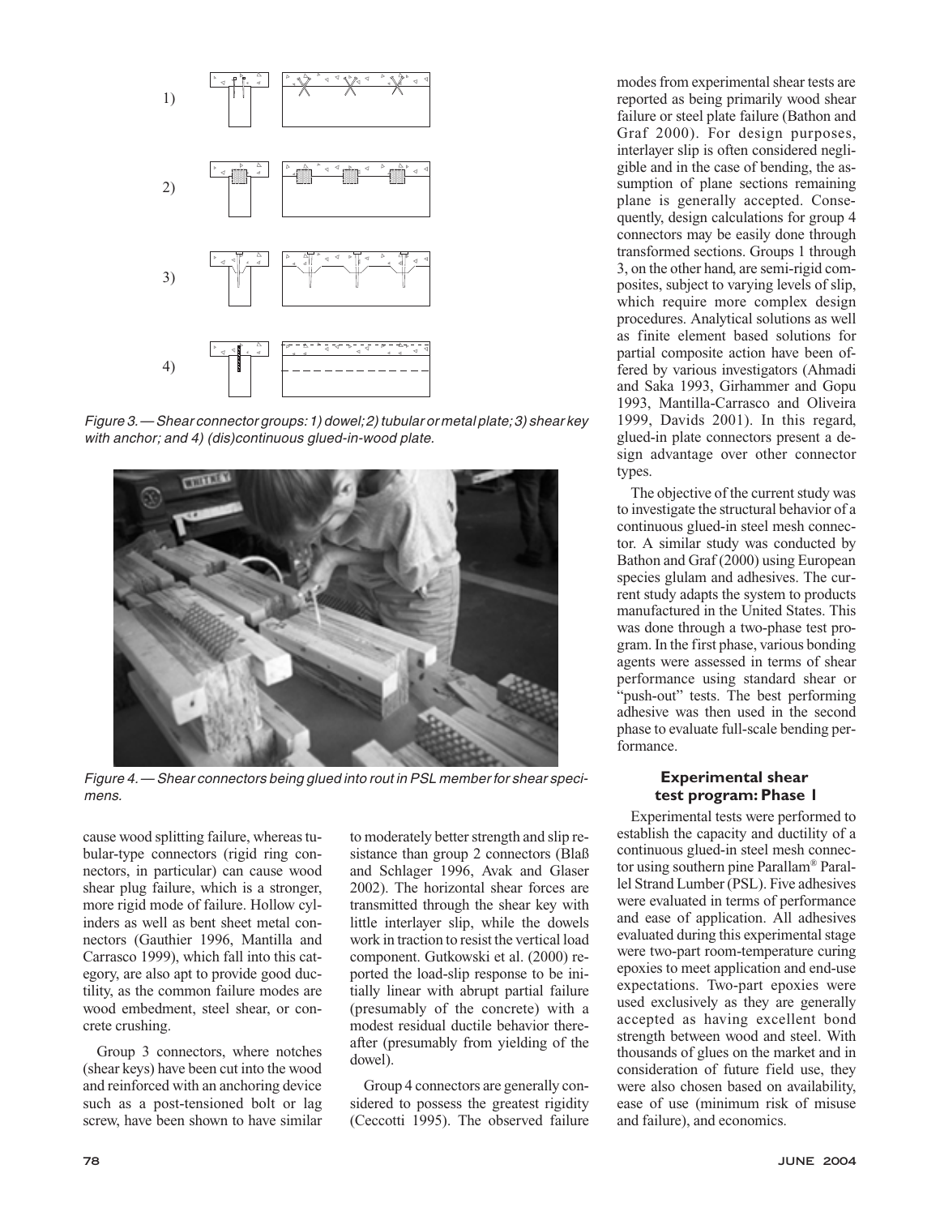Figure 3. — Shear connector groups: 1) dowel; 2) tubular or metal plate; 3) shear key with anchor; and 4) (dis)continuous glued-in-wood plate.

Figure 4. — Shear connectors being glued into rout in PSL member for shear specimens.

cause wood splitting failure, whereas tubular-type connectors (rigid ring connectors, in particular) can cause wood shear plug failure, which is a stronger, more rigid mode of failure. Hollow cylinders as well as bent sheet metal connectors (Gauthier 1996, Mantilla and Carrasco 1999), which fall into this category, are also apt to provide good ductility, as the common failure modes are wood embedment, steel shear, or concrete crushing.

Group 3 connectors, where notches (shear keys) have been cut into the wood and reinforced with an anchoring device such as a post-tensioned bolt or lag screw, have been shown to have similar to moderately better strength and slip resistance than group 2 connectors (Blaß and Schlager 1996, Avak and Glaser 2002). The horizontal shear forces are transmitted through the shear key with little interlayer slip, while the dowels work in traction to resist the vertical load component. Gutkowski et al. (2000) reported the load-slip response to be initially linear with abrupt partial failure (presumably of the concrete) with a modest residual ductile behavior thereafter (presumably from yielding of the dowel).

Group 4 connectors are generally considered to possess the greatest rigidity (Ceccotti 1995). The observed failure modes from experimental shear tests are reported as being primarily wood shear failure or steel plate failure (Bathon and Graf 2000). For design purposes, interlayer slip is often considered negligible and in the case of bending, the assumption of plane sections remaining plane is generally accepted. Consequently, design calculations for group 4 connectors may be easily done through transformed sections. Groups 1 through 3, on the other hand, are semi-rigid composites, subject to varying levels of slip, which require more complex design procedures. Analytical solutions as well as finite element based solutions for partial composite action have been offered by various investigators (Ahmadi and Saka 1993, Girhammer and Gopu 1993, Mantilla-Carrasco and Oliveira 1999, Davids 2001). In this regard, glued-in plate connectors present a design advantage over other connector types.

The objective of the current study was to investigate the structural behavior of a continuous glued-in steel mesh connector. A similar study was conducted by Bathon and Graf (2000) using European species glulam and adhesives. The current study adapts the system to products manufactured in the United States. This was done through a two-phase test program. In the first phase, various bonding agents were assessed in terms of shear performance using standard shear or "push-out" tests. The best performing adhesive was then used in the second phase to evaluate full-scale bending performance.

## Experimental shear test program: Phase I

Experimental tests were performed to establish the capacity and ductility of a continuous glued-in steel mesh connector using southern pine Parallam® Parallel Strand Lumber (PSL). Five adhesives were evaluated in terms of performance and ease of application. All adhesives evaluated during this experimental stage were two-part room-temperature curing epoxies to meet application and end-use expectations. Two-part epoxies were used exclusively as they are generally accepted as having excellent bond strength between wood and steel. With thousands of glues on the market and in consideration of future field use, they were also chosen based on availability, ease of use (minimum risk of misuse and failure), and economics.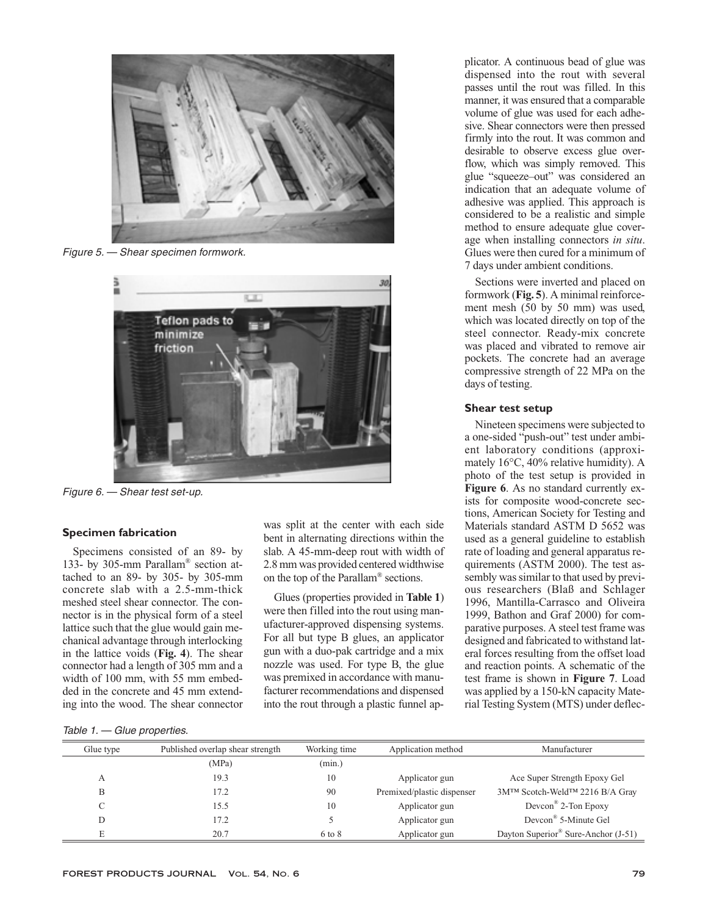Figure 5. — Shear specimen formwork.

Teflon pads to minimize friction

Figure 6. — Shear test set-up.

### Specimen fabrication

Specimens consisted of an 89- by 133- by 305-mm Parallam® section attached to an 89- by 305- by 305-mm concrete slab with a 2.5-mm-thick meshed steel shear connector. The connector is in the physical form of a steel lattice such that the glue would gain mechanical advantage through interlocking in the lattice voids (**Fig. 4**). The shear connector had a length of 305 mm and a width of 100 mm, with 55 mm embedded in the concrete and 45 mm extending into the wood. The shear connector was split at the center with each side bent in alternating directions within the slab. A 45-mm-deep rout with width of 2.8 mm was provided centered widthwise on the top of the Parallam® sections.

Glues (properties provided in **Table 1**) were then filled into the rout using manufacturer-approved dispensing systems. For all but type B glues, an applicator gun with a duo-pak cartridge and a mix nozzle was used. For type B, the glue was premixed in accordance with manufacturer recommendations and dispensed into the rout through a plastic funnel applicator. A continuous bead of glue was dispensed into the rout with several passes until the rout was filled. In this manner, it was ensured that a comparable volume of glue was used for each adhesive. Shear connectors were then pressed firmly into the rout. It was common and desirable to observe excess glue overflow, which was simply removed. This glue "squeeze–out" was considered an indication that an adequate volume of adhesive was applied. This approach is considered to be a realistic and simple method to ensure adequate glue coverage when installing connectors *in situ*. Glues were then cured for a minimum of 7 days under ambient conditions.

Sections were inverted and placed on formwork (**Fig. 5**). A minimal reinforcement mesh (50 by 50 mm) was used, which was located directly on top of the steel connector. Ready-mix concrete was placed and vibrated to remove air pockets. The concrete had an average compressive strength of 22 MPa on the days of testing.

### Shear test setup

Nineteen specimens were subjected to a one-sided "push-out" test under ambient laboratory conditions (approximately 16°C, 40% relative humidity). A photo of the test setup is provided in **Figure 6**. As no standard currently exists for composite wood-concrete sections, American Society for Testing and Materials standard ASTM D 5652 was used as a general guideline to establish rate of loading and general apparatus requirements (ASTM 2000). The test assembly was similar to that used by previous researchers (Blaß and Schlager 1996, Mantilla-Carrasco and Oliveira 1999, Bathon and Graf 2000) for comparative purposes. A steel test frame was designed and fabricated to withstand lateral forces resulting from the offset load and reaction points. A schematic of the test frame is shown in **Figure 7**. Load was applied by a 150-kN capacity Material Testing System (MTS) under deflec-

Table 1. — Glue properties.

| Glue type | Published overlap shear strength | Working time | Application method | Manufacturer |
|---|---|---|---|---|
| | (MPa) | (min.) | | |
| A | 19.3 | 10 | Applicator gun | Ace Super Strength Epoxy Gel |
| B | 17.2 | 90 | Premixed/plastic dispenser | 3M™ Scotch-Weld™ 2216 B/A Gray |
| C | 15.5 | 10 | Applicator gun | Devcon® 2-Ton Epoxy |
| D | 17.2 | 5 | Applicator gun | Devcon® 5-Minute Gel |
| E | 20.7 | 6 to 8 | Applicator gun | Dayton Superior® Sure-Anchor (J-51) |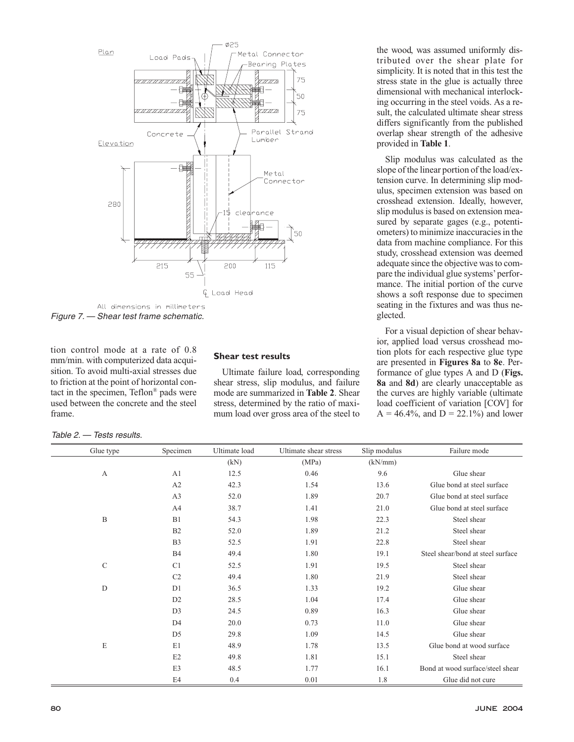All dimensions in millimeters

*Figure 7. — Shear test frame schematic.*

tion control mode at a rate of 0.8 mm/min. with computerized data acquisition. To avoid multi-axial stresses due to friction at the point of horizontal contact in the specimen, Teflon® pads were used between the concrete and the steel frame.

### Shear test results

Ultimate failure load, corresponding shear stress, slip modulus, and failure mode are summarized in **Table 2**. Shear stress, determined by the ratio of maximum load over gross area of the steel to the wood, was assumed uniformly distributed over the shear plate for simplicity. It is noted that in this test the stress state in the glue is actually three dimensional with mechanical interlocking occurring in the steel voids. As a result, the calculated ultimate shear stress differs significantly from the published overlap shear strength of the adhesive provided in **Table 1**.

Slip modulus was calculated as the slope of the linear portion of the load/extension curve. In determining slip modulus, specimen extension was based on crosshead extension. Ideally, however, slip modulus is based on extension measured by separate gages (e.g., potentiometers) to minimize inaccuracies in the data from machine compliance. For this study, crosshead extension was deemed adequate since the objective was to compare the individual glue systems' performance. The initial portion of the curve shows a soft response due to specimen seating in the fixtures and was thus neglected.

For a visual depiction of shear behavior, applied load versus crosshead motion plots for each respective glue type are presented in **Figures 8a** to **8e**. Performance of glue types A and D (**Figs. 8a** and **8d**) are clearly unacceptable as the curves are highly variable (ultimate load coefficient of variation [COV] for A = 46.4%, and D = 22.1%) and lower

*Table 2. — Tests results.*

| Glue type | Specimen | Ultimate load | Ultimate shear stress | Slip modulus | Failure mode |
|---|---|---|---|---|---|
| | | (kN) | (MPa) | (kN/mm) | |
| A | A1 | 12.5 | 0.46 | 9.6 | Glue shear |
| | A2 | 42.3 | 1.54 | 13.6 | Glue bond at steel surface |
| | A3 | 52.0 | 1.89 | 20.7 | Glue bond at steel surface |
| | A4 | 38.7 | 1.41 | 21.0 | Glue bond at steel surface |
| B | B1 | 54.3 | 1.98 | 22.3 | Steel shear |
| | B2 | 52.0 | 1.89 | 21.2 | Steel shear |
| | B3 | 52.5 | 1.91 | 22.8 | Steel shear |
| | B4 | 49.4 | 1.80 | 19.1 | Steel shear/bond at steel surface |
| C | C1 | 52.5 | 1.91 | 19.5 | Steel shear |
| | C2 | 49.4 | 1.80 | 21.9 | Steel shear |
| D | D1 | 36.5 | 1.33 | 19.2 | Glue shear |
| | D2 | 28.5 | 1.04 | 17.4 | Glue shear |
| | D3 | 24.5 | 0.89 | 16.3 | Glue shear |
| | D4 | 20.0 | 0.73 | 11.0 | Glue shear |
| | D5 | 29.8 | 1.09 | 14.5 | Glue shear |
| E | E1 | 48.9 | 1.78 | 13.5 | Glue bond at wood surface |
| | E2 | 49.8 | 1.81 | 15.1 | Steel shear |
| | E3 | 48.5 | 1.77 | 16.1 | Bond at wood surface/steel shear |
| | E4 | 0.4 | 0.01 | 1.8 | Glue did not cure |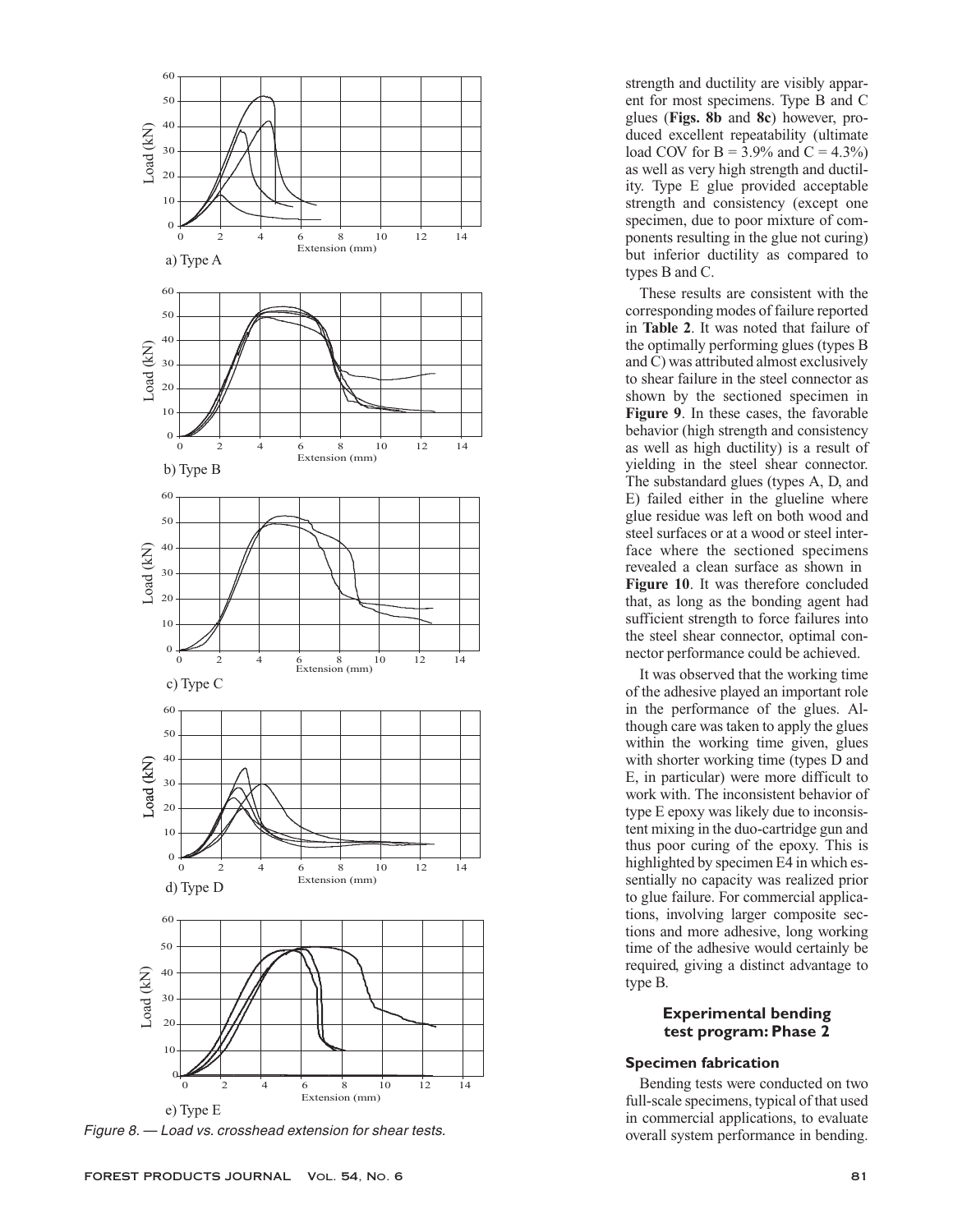a) Type A

b) Type B

c) Type C

d) Type D

e) Type E

*Figure 8. — Load vs. crosshead extension for shear tests.*

strength and ductility are visibly apparent for most specimens. Type B and C glues (**Figs. 8b** and **8c**) however, produced excellent repeatability (ultimate load COV for B = 3.9% and C = 4.3%) as well as very high strength and ductility. Type E glue provided acceptable strength and consistency (except one specimen, due to poor mixture of components resulting in the glue not curing) but inferior ductility as compared to types B and C.

These results are consistent with the corresponding modes of failure reported in **Table 2**. It was noted that failure of the optimally performing glues (types B and C) was attributed almost exclusively to shear failure in the steel connector as shown by the sectioned specimen in **Figure 9**. In these cases, the favorable behavior (high strength and consistency as well as high ductility) is a result of yielding in the steel shear connector. The substandard glues (types A, D, and E) failed either in the glueline where glue residue was left on both wood and steel surfaces or at a wood or steel interface where the sectioned specimens revealed a clean surface as shown in **Figure 10**. It was therefore concluded that, as long as the bonding agent had sufficient strength to force failures into the steel shear connector, optimal connector performance could be achieved.

It was observed that the working time of the adhesive played an important role in the performance of the glues. Although care was taken to apply the glues within the working time given, glues with shorter working time (types D and E, in particular) were more difficult to work with. The inconsistent behavior of type E epoxy was likely due to inconsistent mixing in the duo-cartridge gun and thus poor curing of the epoxy. This is highlighted by specimen E4 in which essentially no capacity was realized prior to glue failure. For commercial applications, involving larger composite sections and more adhesive, long working time of the adhesive would certainly be required, giving a distinct advantage to type B.

## Experimental bending test program: Phase 2

### Specimen fabrication

Bending tests were conducted on two full-scale specimens, typical of that used in commercial applications, to evaluate overall system performance in bending.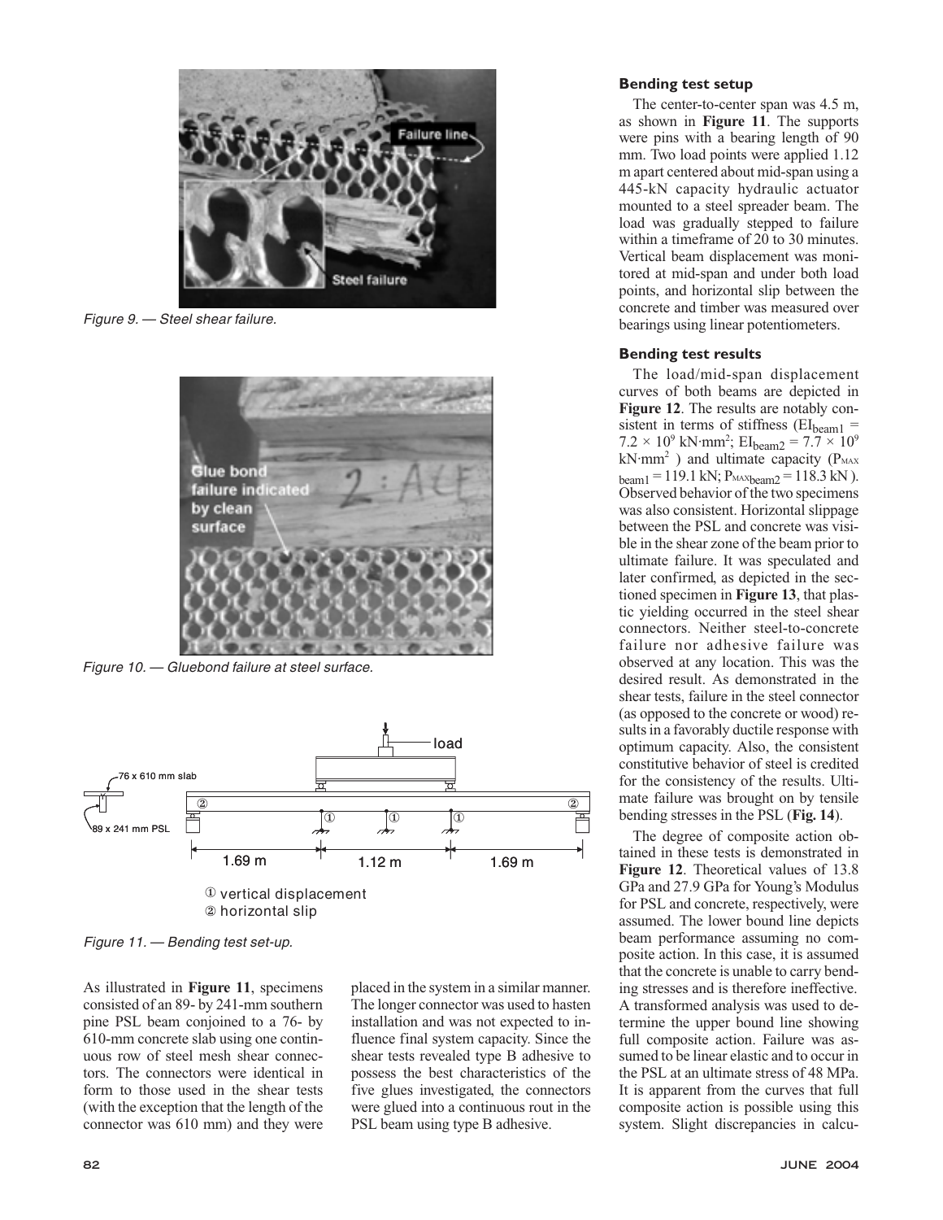Figure 9. — Steel shear failure.

Figure 10. — Gluebond failure at steel surface.

Figure 11. — Bending test set-up.

As illustrated in **Figure 11**, specimens consisted of an 89- by 241-mm southern pine PSL beam conjoined to a 76- by 610-mm concrete slab using one continuous row of steel mesh shear connectors. The connectors were identical in form to those used in the shear tests (with the exception that the length of the connector was 610 mm) and they were placed in the system in a similar manner. The longer connector was used to hasten installation and was not expected to influence final system capacity. Since the shear tests revealed type B adhesive to possess the best characteristics of the five glues investigated, the connectors were glued into a continuous rout in the PSL beam using type B adhesive.

### Bending test setup

The center-to-center span was 4.5 m, as shown in **Figure 11**. The supports were pins with a bearing length of 90 mm. Two load points were applied 1.12 m apart centered about mid-span using a 445-kN capacity hydraulic actuator mounted to a steel spreader beam. The load was gradually stepped to failure within a timeframe of 20 to 30 minutes. Vertical beam displacement was monitored at mid-span and under both load points, and horizontal slip between the concrete and timber was measured over bearings using linear potentiometers.

### Bending test results

The load/mid-span displacement curves of both beams are depicted in **Figure 12**. The results are notably consistent in terms of stiffness ($EI_{beam1} = 7.2 \times 10^9$ kN·mm$^2$; $EI_{beam2} = 7.7 \times 10^9$ kN·mm$^2$) and ultimate capacity ($P_{MAX\,beam1} = 119.1$ kN; $P_{MAX\,beam2} = 118.3$ kN). Observed behavior of the two specimens was also consistent. Horizontal slippage between the PSL and concrete was visible in the shear zone of the beam prior to ultimate failure. It was speculated and later confirmed, as depicted in the sectioned specimen in **Figure 13**, that plastic yielding occurred in the steel shear connectors. Neither steel-to-concrete failure nor adhesive failure was observed at any location. This was the desired result. As demonstrated in the shear tests, failure in the steel connector (as opposed to the concrete or wood) results in a favorably ductile response with optimum capacity. Also, the consistent constitutive behavior of steel is credited for the consistency of the results. Ultimate failure was brought on by tensile bending stresses in the PSL (**Fig. 14**).

The degree of composite action obtained in these tests is demonstrated in **Figure 12**. Theoretical values of 13.8 GPa and 27.9 GPa for Young's Modulus for PSL and concrete, respectively, were assumed. The lower bound line depicts beam performance assuming no composite action. In this case, it is assumed that the concrete is unable to carry bending stresses and is therefore ineffective. A transformed analysis was used to determine the upper bound line showing full composite action. Failure was assumed to be linear elastic and to occur in the PSL at an ultimate stress of 48 MPa. It is apparent from the curves that full composite action is possible using this system. Slight discrepancies in calcu-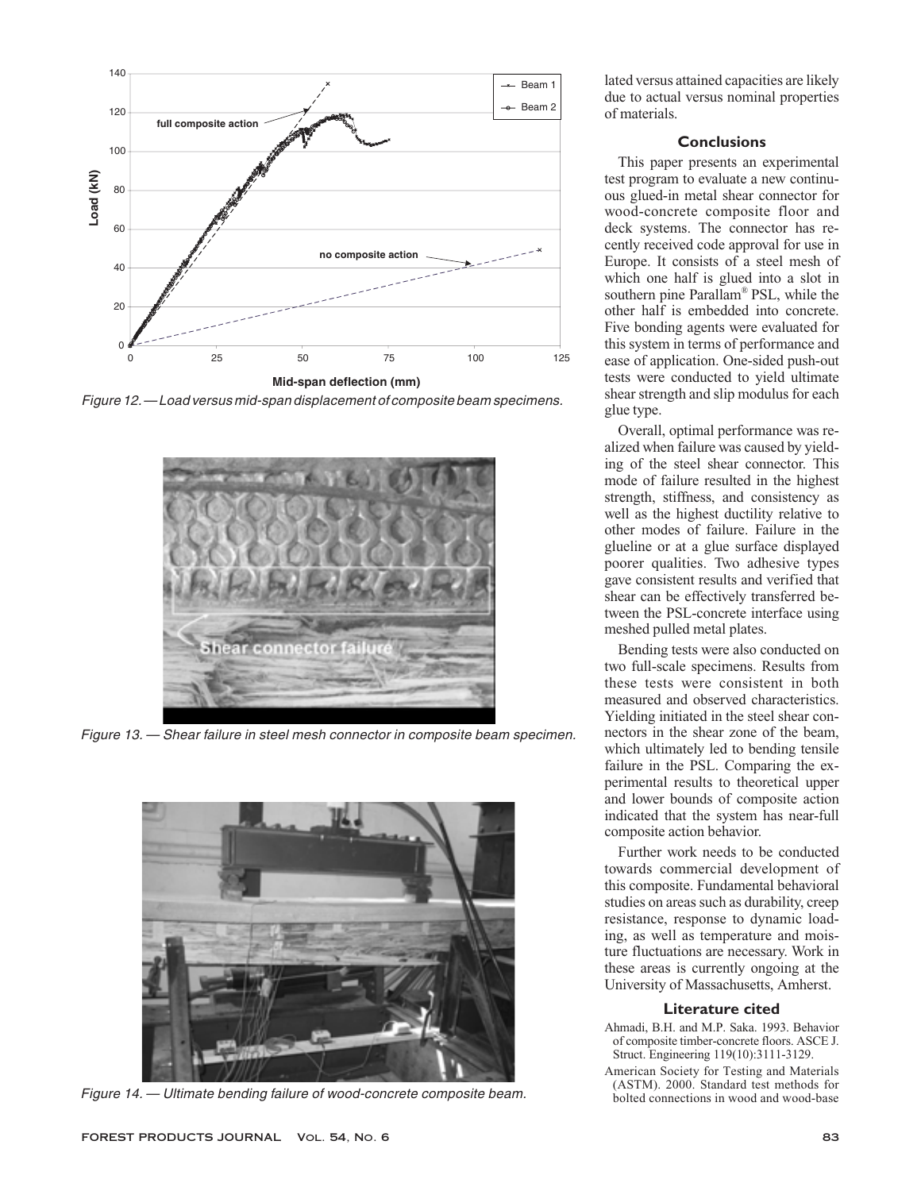Figure 12. — Load versus mid-span displacement of composite beam specimens.

Figure 13. — Shear failure in steel mesh connector in composite beam specimen.

Figure 14. — Ultimate bending failure of wood-concrete composite beam.

lated versus attained capacities are likely due to actual versus nominal properties of materials.

## Conclusions

This paper presents an experimental test program to evaluate a new continuous glued-in metal shear connector for wood-concrete composite floor and deck systems. The connector has recently received code approval for use in Europe. It consists of a steel mesh of which one half is glued into a slot in southern pine Parallam® PSL, while the other half is embedded into concrete. Five bonding agents were evaluated for this system in terms of performance and ease of application. One-sided push-out tests were conducted to yield ultimate shear strength and slip modulus for each glue type.

Overall, optimal performance was realized when failure was caused by yielding of the steel shear connector. This mode of failure resulted in the highest strength, stiffness, and consistency as well as the highest ductility relative to other modes of failure. Failure in the glueline or at a glue surface displayed poorer qualities. Two adhesive types gave consistent results and verified that shear can be effectively transferred between the PSL-concrete interface using meshed pulled metal plates.

Bending tests were also conducted on two full-scale specimens. Results from these tests were consistent in both measured and observed characteristics. Yielding initiated in the steel shear connectors in the shear zone of the beam, which ultimately led to bending tensile failure in the PSL. Comparing the experimental results to theoretical upper and lower bounds of composite action indicated that the system has near-full composite action behavior.

Further work needs to be conducted towards commercial development of this composite. Fundamental behavioral studies on areas such as durability, creep resistance, response to dynamic loading, as well as temperature and moisture fluctuations are necessary. Work in these areas is currently ongoing at the University of Massachusetts, Amherst.

## Literature cited

Ahmadi, B.H. and M.P. Saka. 1993. Behavior of composite timber-concrete floors. ASCE J. Struct. Engineering 119(10):3111-3129.

American Society for Testing and Materials (ASTM). 2000. Standard test methods for bolted connections in wood and wood-base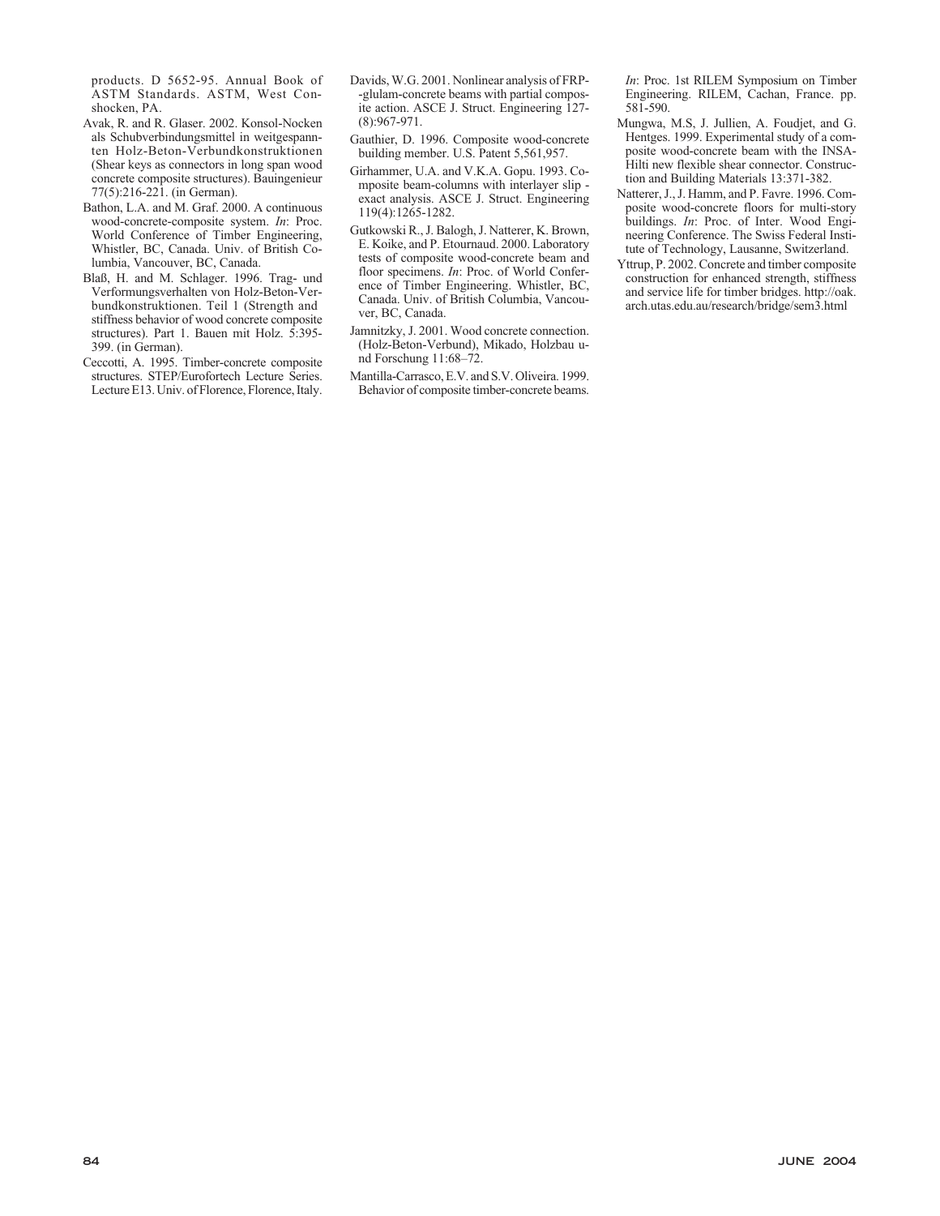products. D 5652-95. Annual Book of ASTM Standards. ASTM, West Conshocken, PA.

Avak, R. and R. Glaser. 2002. Konsol-Nocken als Schubverbindungsmittel in weitgespannten Holz-Beton-Verbundkonstruktionen (Shear keys as connectors in long span wood concrete composite structures). Bauingenieur 77(5):216-221. (in German).

Bathon, L.A. and M. Graf. 2000. A continuous wood-concrete-composite system. *In*: Proc. World Conference of Timber Engineering, Whistler, BC, Canada. Univ. of British Columbia, Vancouver, BC, Canada.

Blaß, H. and M. Schlager. 1996. Trag- und Verformungsverhalten von Holz-Beton-Verbundkonstruktionen. Teil 1 (Strength and stiffness behavior of wood concrete composite structures). Part 1. Bauen mit Holz. 5:395-399. (in German).

Ceccotti, A. 1995. Timber-concrete composite structures. STEP/Eurofortech Lecture Series. Lecture E13. Univ. of Florence, Florence, Italy.

Davids, W.G. 2001. Nonlinear analysis of FRP--glulam-concrete beams with partial composite action. ASCE J. Struct. Engineering 127-(8):967-971.

Gauthier, D. 1996. Composite wood-concrete building member. U.S. Patent 5,561,957.

Girhammer, U.A. and V.K.A. Gopu. 1993. Composite beam-columns with interlayer slip - exact analysis. ASCE J. Struct. Engineering 119(4):1265-1282.

Gutkowski R., J. Balogh, J. Natterer, K. Brown, E. Koike, and P. Etournaud. 2000. Laboratory tests of composite wood-concrete beam and floor specimens. *In*: Proc. of World Conference of Timber Engineering. Whistler, BC, Canada. Univ. of British Columbia, Vancouver, BC, Canada.

Jamnitzky, J. 2001. Wood concrete connection. (Holz-Beton-Verbund), Mikado, Holzbau und Forschung 11:68–72.

Mantilla-Carrasco, E.V. and S.V. Oliveira. 1999. Behavior of composite timber-concrete beams. *In*: Proc. 1st RILEM Symposium on Timber Engineering. RILEM, Cachan, France. pp. 581-590.

Mungwa, M.S, J. Jullien, A. Foudjet, and G. Hentges. 1999. Experimental study of a composite wood-concrete beam with the INSA-Hilti new flexible shear connector. Construction and Building Materials 13:371-382.

Natterer, J., J. Hamm, and P. Favre. 1996. Composite wood-concrete floors for multi-story buildings. *In*: Proc. of Inter. Wood Engineering Conference. The Swiss Federal Institute of Technology, Lausanne, Switzerland.

Yttrup, P. 2002. Concrete and timber composite construction for enhanced strength, stiffness and service life for timber bridges. http://oak.arch.utas.edu.au/research/bridge/sem3.html